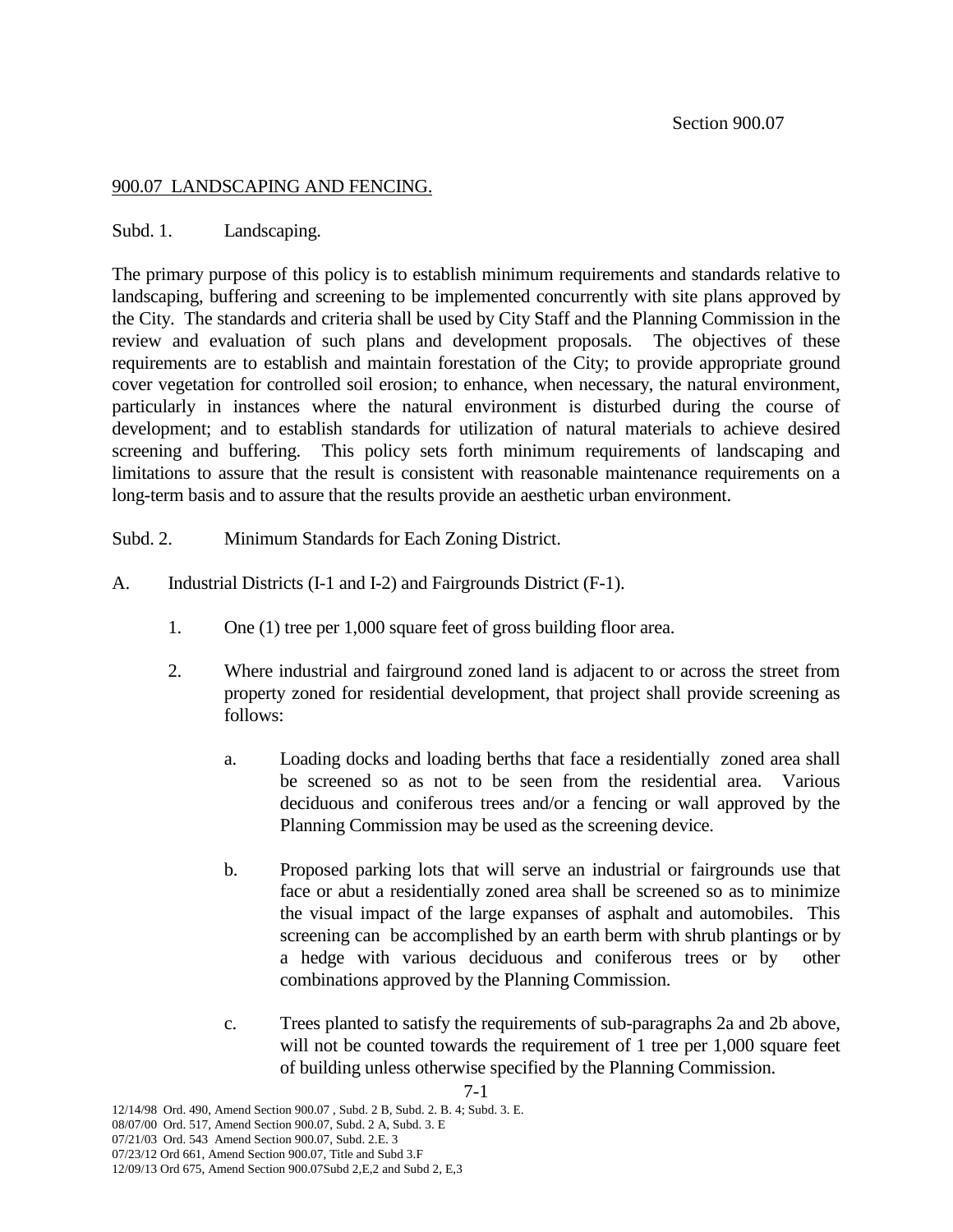## 900.07 LANDSCAPING AND FENCING.

Subd. 1. Landscaping.

The primary purpose of this policy is to establish minimum requirements and standards relative to landscaping, buffering and screening to be implemented concurrently with site plans approved by the City. The standards and criteria shall be used by City Staff and the Planning Commission in the review and evaluation of such plans and development proposals. The objectives of these requirements are to establish and maintain forestation of the City; to provide appropriate ground cover vegetation for controlled soil erosion; to enhance, when necessary, the natural environment, particularly in instances where the natural environment is disturbed during the course of development; and to establish standards for utilization of natural materials to achieve desired screening and buffering. This policy sets forth minimum requirements of landscaping and limitations to assure that the result is consistent with reasonable maintenance requirements on a long-term basis and to assure that the results provide an aesthetic urban environment.

Subd. 2. Minimum Standards for Each Zoning District.

A. Industrial Districts (I-1 and I-2) and Fairgrounds District (F-1).

1. One (1) tree per 1,000 square feet of gross building floor area.

2. Where industrial and fairground zoned land is adjacent to or across the street from property zoned for residential development, that project shall provide screening as follows:

   a. Loading docks and loading berths that face a residentially zoned area shall be screened so as not to be seen from the residential area. Various deciduous and coniferous trees and/or a fencing or wall approved by the Planning Commission may be used as the screening device.

   b. Proposed parking lots that will serve an industrial or fairgrounds use that face or abut a residentially zoned area shall be screened so as to minimize the visual impact of the large expanses of asphalt and automobiles. This screening can be accomplished by an earth berm with shrub plantings or by a hedge with various deciduous and coniferous trees or by other combinations approved by the Planning Commission.

   c. Trees planted to satisfy the requirements of sub-paragraphs 2a and 2b above, will not be counted towards the requirement of 1 tree per 1,000 square feet of building unless otherwise specified by the Planning Commission.

12/14/98 Ord. 490, Amend Section 900.07 , Subd. 2 B, Subd. 2. B. 4; Subd. 3. E.
08/07/00 Ord. 517, Amend Section 900.07, Subd. 2 A, Subd. 3. E
07/21/03 Ord. 543 Amend Section 900.07, Subd. 2.E. 3
07/23/12 Ord 661, Amend Section 900.07, Title and Subd 3.F
12/09/13 Ord 675, Amend Section 900.07Subd 2,E,2 and Subd 2, E,3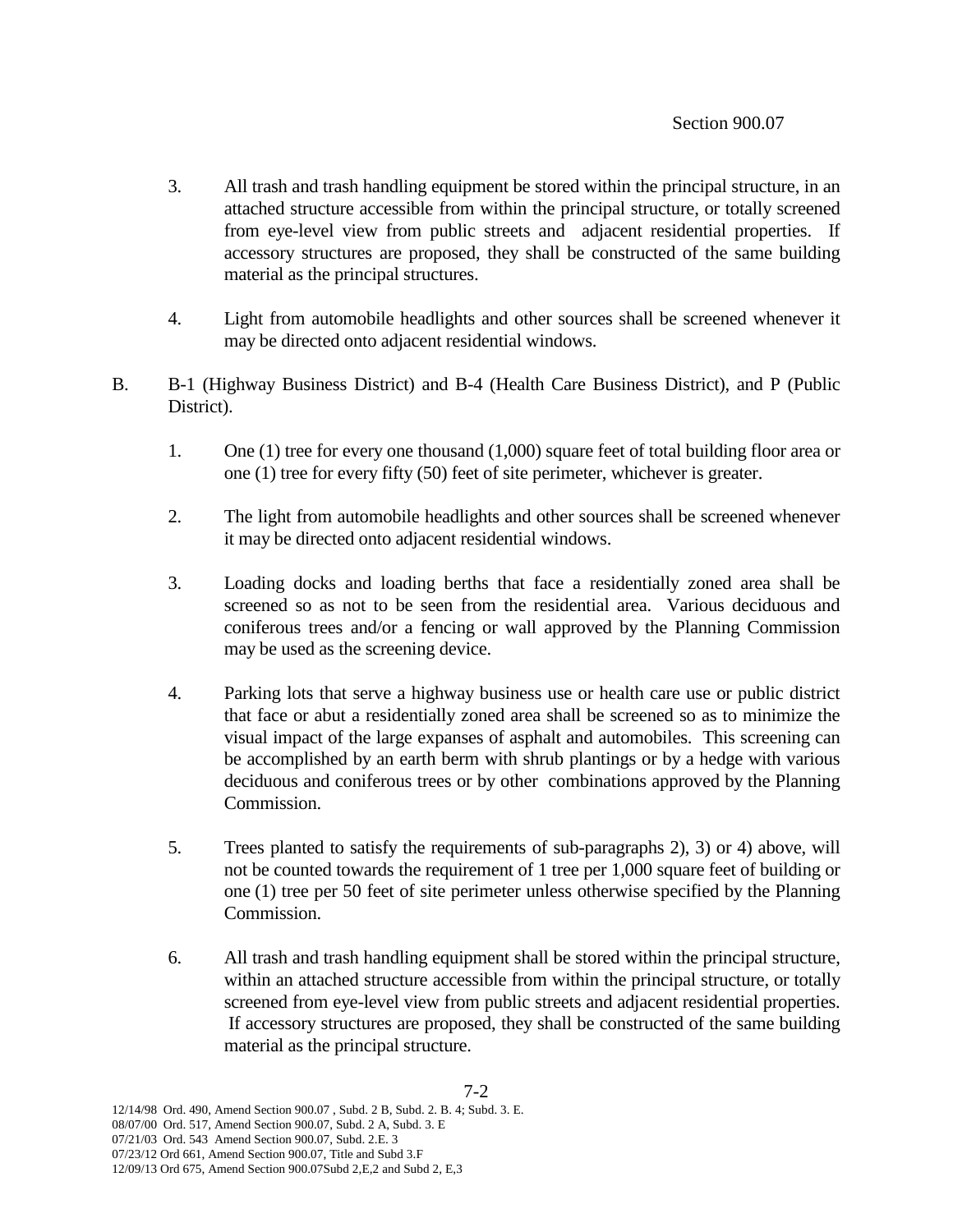3. All trash and trash handling equipment be stored within the principal structure, in an attached structure accessible from within the principal structure, or totally screened from eye-level view from public streets and adjacent residential properties. If accessory structures are proposed, they shall be constructed of the same building material as the principal structures.

4. Light from automobile headlights and other sources shall be screened whenever it may be directed onto adjacent residential windows.

B. B-1 (Highway Business District) and B-4 (Health Care Business District), and P (Public District).

   1. One (1) tree for every one thousand (1,000) square feet of total building floor area or one (1) tree for every fifty (50) feet of site perimeter, whichever is greater.

   2. The light from automobile headlights and other sources shall be screened whenever it may be directed onto adjacent residential windows.

   3. Loading docks and loading berths that face a residentially zoned area shall be screened so as not to be seen from the residential area. Various deciduous and coniferous trees and/or a fencing or wall approved by the Planning Commission may be used as the screening device.

   4. Parking lots that serve a highway business use or health care use or public district that face or abut a residentially zoned area shall be screened so as to minimize the visual impact of the large expanses of asphalt and automobiles. This screening can be accomplished by an earth berm with shrub plantings or by a hedge with various deciduous and coniferous trees or by other combinations approved by the Planning Commission.

   5. Trees planted to satisfy the requirements of sub-paragraphs 2), 3) or 4) above, will not be counted towards the requirement of 1 tree per 1,000 square feet of building or one (1) tree per 50 feet of site perimeter unless otherwise specified by the Planning Commission.

   6. All trash and trash handling equipment shall be stored within the principal structure, within an attached structure accessible from within the principal structure, or totally screened from eye-level view from public streets and adjacent residential properties. If accessory structures are proposed, they shall be constructed of the same building material as the principal structure.

12/14/98 Ord. 490, Amend Section 900.07 , Subd. 2 B, Subd. 2. B. 4; Subd. 3. E.
08/07/00 Ord. 517, Amend Section 900.07, Subd. 2 A, Subd. 3. E
07/21/03 Ord. 543 Amend Section 900.07, Subd. 2.E. 3
07/23/12 Ord 661, Amend Section 900.07, Title and Subd 3.F
12/09/13 Ord 675, Amend Section 900.07Subd 2,E,2 and Subd 2, E,3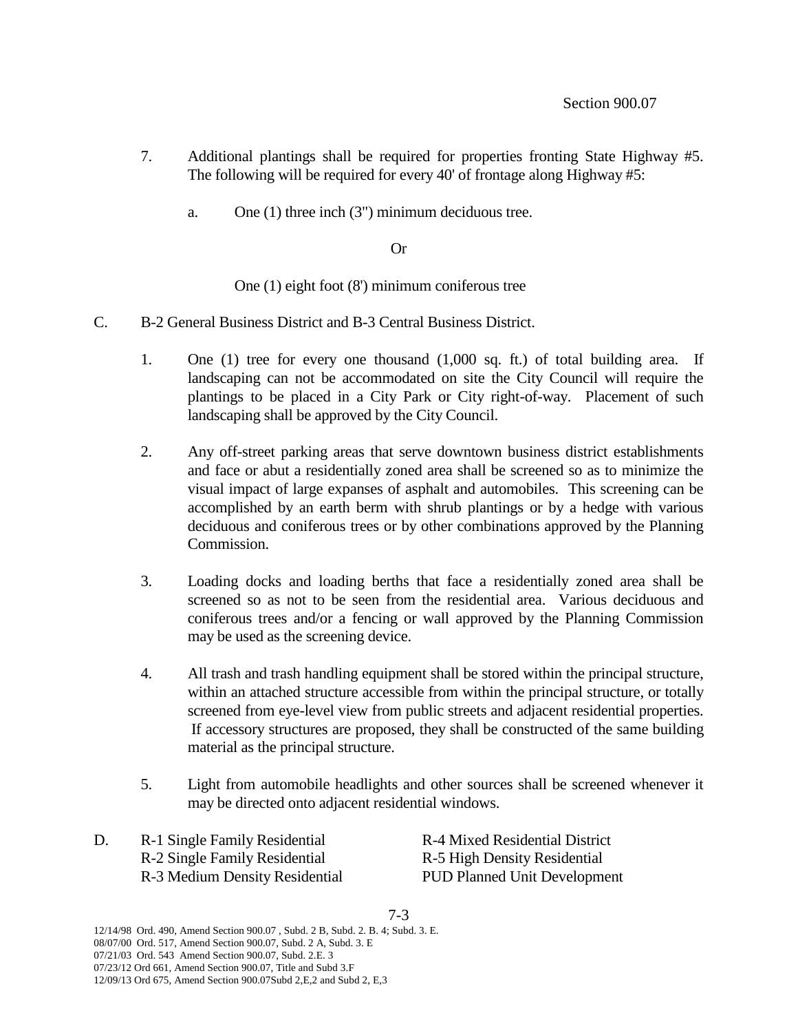7. Additional plantings shall be required for properties fronting State Highway #5. The following will be required for every 40' of frontage along Highway #5:

   a. One (1) three inch (3") minimum deciduous tree.

      Or

      One (1) eight foot (8') minimum coniferous tree

C. B-2 General Business District and B-3 Central Business District.

   1. One (1) tree for every one thousand (1,000 sq. ft.) of total building area. If landscaping can not be accommodated on site the City Council will require the plantings to be placed in a City Park or City right-of-way. Placement of such landscaping shall be approved by the City Council.

   2. Any off-street parking areas that serve downtown business district establishments and face or abut a residentially zoned area shall be screened so as to minimize the visual impact of large expanses of asphalt and automobiles. This screening can be accomplished by an earth berm with shrub plantings or by a hedge with various deciduous and coniferous trees or by other combinations approved by the Planning Commission.

   3. Loading docks and loading berths that face a residentially zoned area shall be screened so as not to be seen from the residential area. Various deciduous and coniferous trees and/or a fencing or wall approved by the Planning Commission may be used as the screening device.

   4. All trash and trash handling equipment shall be stored within the principal structure, within an attached structure accessible from within the principal structure, or totally screened from eye-level view from public streets and adjacent residential properties. If accessory structures are proposed, they shall be constructed of the same building material as the principal structure.

   5. Light from automobile headlights and other sources shall be screened whenever it may be directed onto adjacent residential windows.

D. R-1 Single Family Residential
   R-2 Single Family Residential
   R-3 Medium Density Residential
   R-4 Mixed Residential District
   R-5 High Density Residential
   PUD Planned Unit Development

12/14/98 Ord. 490, Amend Section 900.07 , Subd. 2 B, Subd. 2. B. 4; Subd. 3. E.
08/07/00 Ord. 517, Amend Section 900.07, Subd. 2 A, Subd. 3. E
07/21/03 Ord. 543 Amend Section 900.07, Subd. 2.E. 3
07/23/12 Ord 661, Amend Section 900.07, Title and Subd 3.F
12/09/13 Ord 675, Amend Section 900.07Subd 2,E,2 and Subd 2, E,3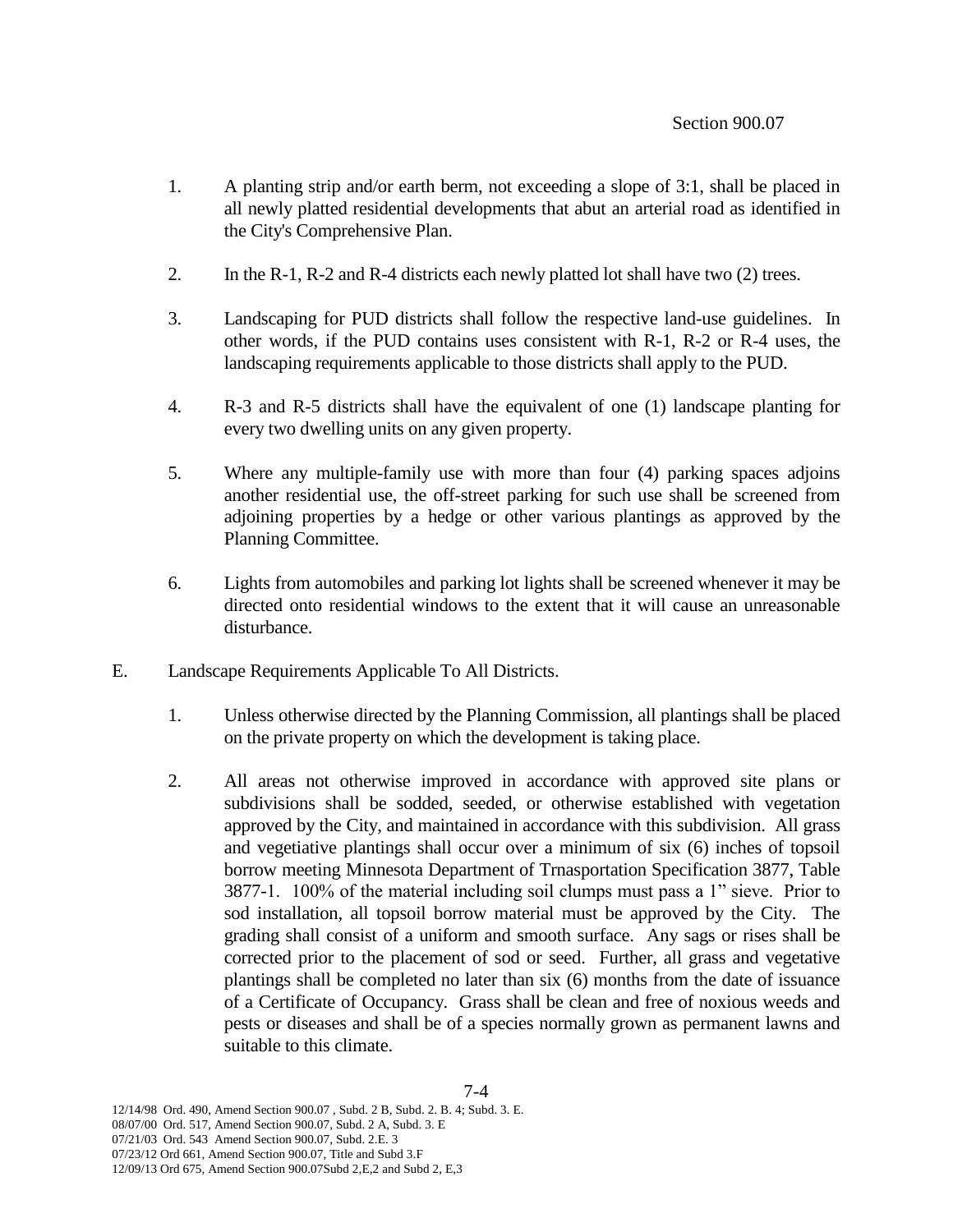1. A planting strip and/or earth berm, not exceeding a slope of 3:1, shall be placed in all newly platted residential developments that abut an arterial road as identified in the City's Comprehensive Plan.

2. In the R-1, R-2 and R-4 districts each newly platted lot shall have two (2) trees.

3. Landscaping for PUD districts shall follow the respective land-use guidelines. In other words, if the PUD contains uses consistent with R-1, R-2 or R-4 uses, the landscaping requirements applicable to those districts shall apply to the PUD.

4. R-3 and R-5 districts shall have the equivalent of one (1) landscape planting for every two dwelling units on any given property.

5. Where any multiple-family use with more than four (4) parking spaces adjoins another residential use, the off-street parking for such use shall be screened from adjoining properties by a hedge or other various plantings as approved by the Planning Committee.

6. Lights from automobiles and parking lot lights shall be screened whenever it may be directed onto residential windows to the extent that it will cause an unreasonable disturbance.

E. Landscape Requirements Applicable To All Districts.

1. Unless otherwise directed by the Planning Commission, all plantings shall be placed on the private property on which the development is taking place.

2. All areas not otherwise improved in accordance with approved site plans or subdivisions shall be sodded, seeded, or otherwise established with vegetation approved by the City, and maintained in accordance with this subdivision. All grass and vegetative plantings shall occur over a minimum of six (6) inches of topsoil borrow meeting Minnesota Department of Trnasportation Specification 3877, Table 3877-1. 100% of the material including soil clumps must pass a 1" sieve. Prior to sod installation, all topsoil borrow material must be approved by the City. The grading shall consist of a uniform and smooth surface. Any sags or rises shall be corrected prior to the placement of sod or seed. Further, all grass and vegetative plantings shall be completed no later than six (6) months from the date of issuance of a Certificate of Occupancy. Grass shall be clean and free of noxious weeds and pests or diseases and shall be of a species normally grown as permanent lawns and suitable to this climate.

12/14/98 Ord. 490, Amend Section 900.07 , Subd. 2 B, Subd. 2. B. 4; Subd. 3. E.
08/07/00 Ord. 517, Amend Section 900.07, Subd. 2 A, Subd. 3. E
07/21/03 Ord. 543 Amend Section 900.07, Subd. 2.E. 3
07/23/12 Ord 661, Amend Section 900.07, Title and Subd 3.F
12/09/13 Ord 675, Amend Section 900.07Subd 2,E,2 and Subd 2, E,3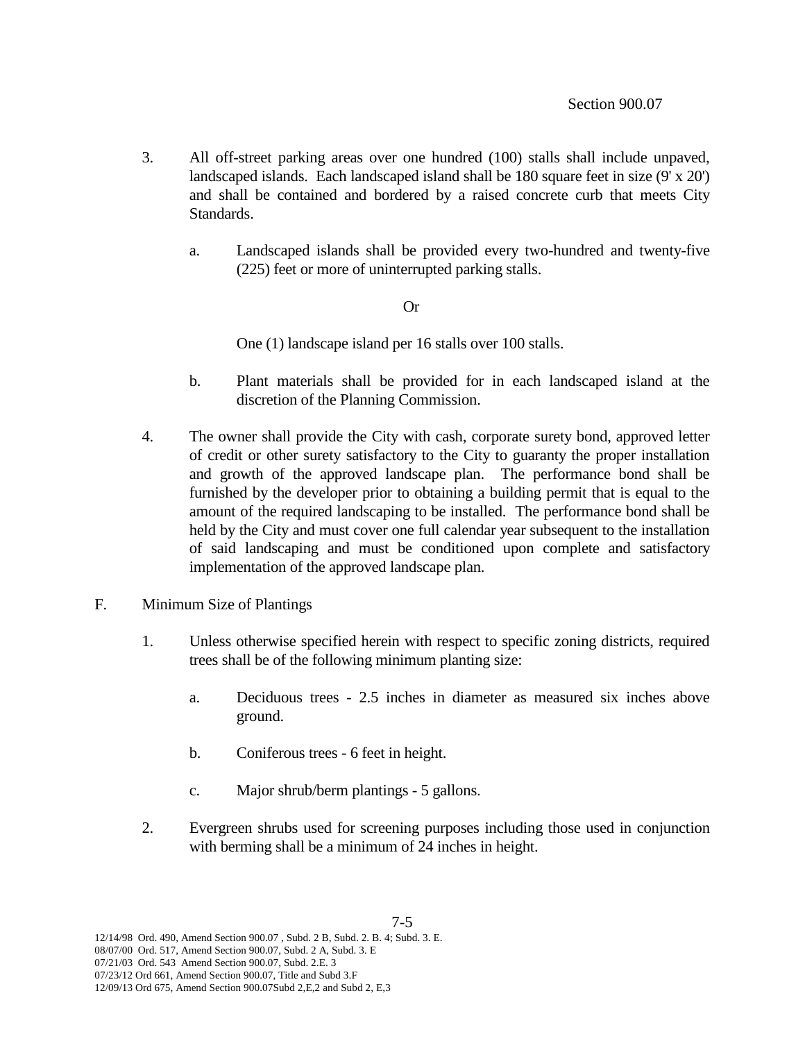3. All off-street parking areas over one hundred (100) stalls shall include unpaved, landscaped islands. Each landscaped island shall be 180 square feet in size (9' x 20') and shall be contained and bordered by a raised concrete curb that meets City Standards.

   a. Landscaped islands shall be provided every two-hundred and twenty-five (225) feet or more of uninterrupted parking stalls.

      Or

      One (1) landscape island per 16 stalls over 100 stalls.

   b. Plant materials shall be provided for in each landscaped island at the discretion of the Planning Commission.

4. The owner shall provide the City with cash, corporate surety bond, approved letter of credit or other surety satisfactory to the City to guaranty the proper installation and growth of the approved landscape plan. The performance bond shall be furnished by the developer prior to obtaining a building permit that is equal to the amount of the required landscaping to be installed. The performance bond shall be held by the City and must cover one full calendar year subsequent to the installation of said landscaping and must be conditioned upon complete and satisfactory implementation of the approved landscape plan.

F. Minimum Size of Plantings

1. Unless otherwise specified herein with respect to specific zoning districts, required trees shall be of the following minimum planting size:

   a. Deciduous trees - 2.5 inches in diameter as measured six inches above ground.

   b. Coniferous trees - 6 feet in height.

   c. Major shrub/berm plantings - 5 gallons.

2. Evergreen shrubs used for screening purposes including those used in conjunction with berming shall be a minimum of 24 inches in height.

12/14/98 Ord. 490, Amend Section 900.07 , Subd. 2 B, Subd. 2. B. 4; Subd. 3. E.
08/07/00 Ord. 517, Amend Section 900.07, Subd. 2 A, Subd. 3. E
07/21/03 Ord. 543 Amend Section 900.07, Subd. 2.E. 3
07/23/12 Ord 661, Amend Section 900.07, Title and Subd 3.F
12/09/13 Ord 675, Amend Section 900.07Subd 2,E,2 and Subd 2, E,3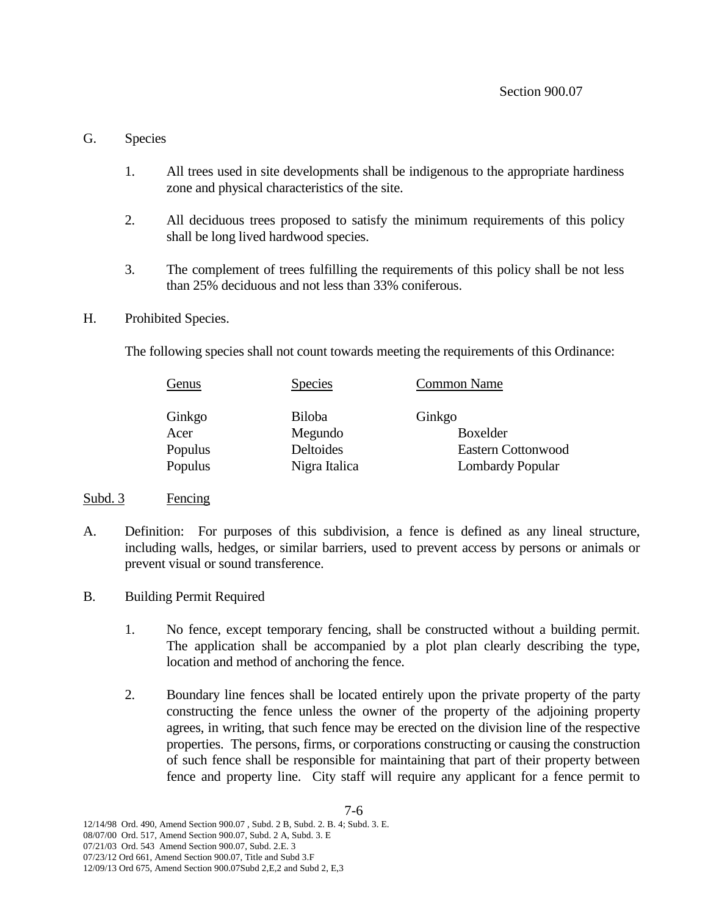G. Species

1. All trees used in site developments shall be indigenous to the appropriate hardiness zone and physical characteristics of the site.

2. All deciduous trees proposed to satisfy the minimum requirements of this policy shall be long lived hardwood species.

3. The complement of trees fulfilling the requirements of this policy shall be not less than 25% deciduous and not less than 33% coniferous.

H. Prohibited Species.

The following species shall not count towards meeting the requirements of this Ordinance:

| Genus | Species | Common Name |
|---|---|---|
| Ginkgo | Biloba | Ginkgo |
| Acer | Megundo | Boxelder |
| Populus | Deltoides | Eastern Cottonwood |
| Populus | Nigra Italica | Lombardy Popular |

Subd. 3 Fencing

A. Definition: For purposes of this subdivision, a fence is defined as any lineal structure, including walls, hedges, or similar barriers, used to prevent access by persons or animals or prevent visual or sound transference.

B. Building Permit Required

1. No fence, except temporary fencing, shall be constructed without a building permit. The application shall be accompanied by a plot plan clearly describing the type, location and method of anchoring the fence.

2. Boundary line fences shall be located entirely upon the private property of the party constructing the fence unless the owner of the property of the adjoining property agrees, in writing, that such fence may be erected on the division line of the respective properties. The persons, firms, or corporations constructing or causing the construction of such fence shall be responsible for maintaining that part of their property between fence and property line. City staff will require any applicant for a fence permit to

12/14/98 Ord. 490, Amend Section 900.07 , Subd. 2 B, Subd. 2. B. 4; Subd. 3. E.
08/07/00 Ord. 517, Amend Section 900.07, Subd. 2 A, Subd. 3. E
07/21/03 Ord. 543 Amend Section 900.07, Subd. 2.E. 3
07/23/12 Ord 661, Amend Section 900.07, Title and Subd 3.F
12/09/13 Ord 675, Amend Section 900.07Subd 2,E,2 and Subd 2, E,3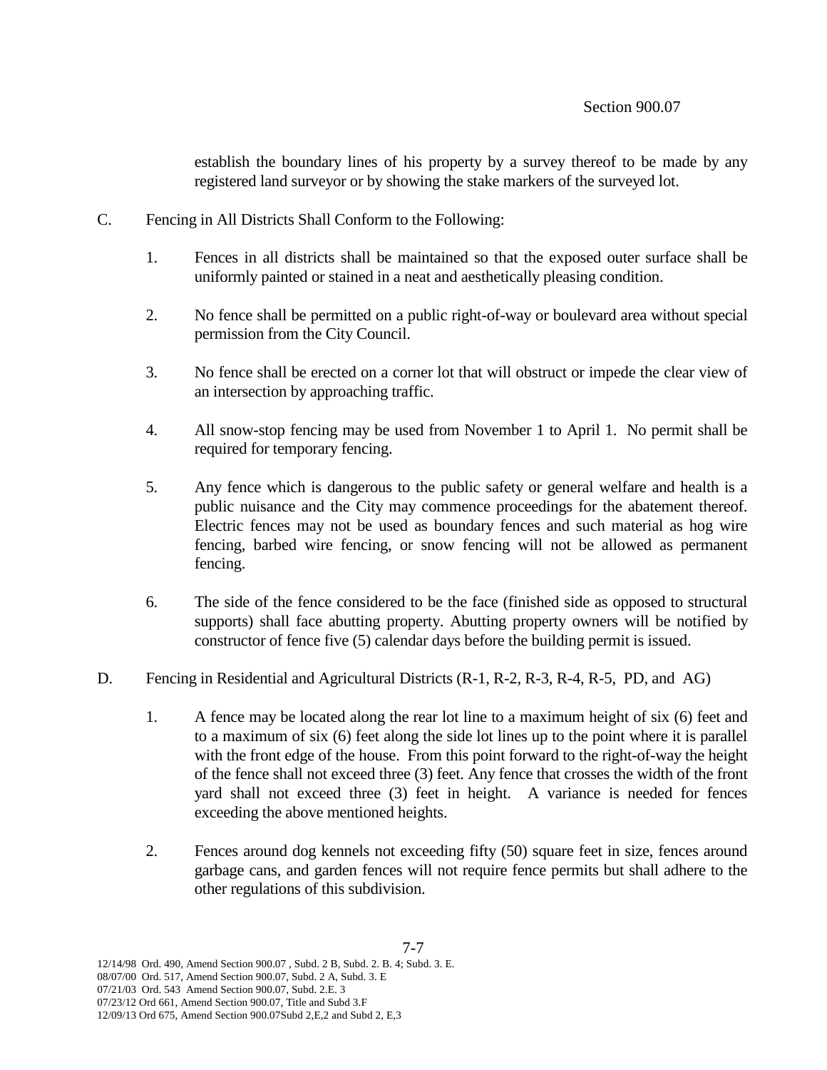establish the boundary lines of his property by a survey thereof to be made by any registered land surveyor or by showing the stake markers of the surveyed lot.

C. Fencing in All Districts Shall Conform to the Following:

1. Fences in all districts shall be maintained so that the exposed outer surface shall be uniformly painted or stained in a neat and aesthetically pleasing condition.

2. No fence shall be permitted on a public right-of-way or boulevard area without special permission from the City Council.

3. No fence shall be erected on a corner lot that will obstruct or impede the clear view of an intersection by approaching traffic.

4. All snow-stop fencing may be used from November 1 to April 1. No permit shall be required for temporary fencing.

5. Any fence which is dangerous to the public safety or general welfare and health is a public nuisance and the City may commence proceedings for the abatement thereof. Electric fences may not be used as boundary fences and such material as hog wire fencing, barbed wire fencing, or snow fencing will not be allowed as permanent fencing.

6. The side of the fence considered to be the face (finished side as opposed to structural supports) shall face abutting property. Abutting property owners will be notified by constructor of fence five (5) calendar days before the building permit is issued.

D. Fencing in Residential and Agricultural Districts (R-1, R-2, R-3, R-4, R-5, PD, and AG)

1. A fence may be located along the rear lot line to a maximum height of six (6) feet and to a maximum of six (6) feet along the side lot lines up to the point where it is parallel with the front edge of the house. From this point forward to the right-of-way the height of the fence shall not exceed three (3) feet. Any fence that crosses the width of the front yard shall not exceed three (3) feet in height. A variance is needed for fences exceeding the above mentioned heights.

2. Fences around dog kennels not exceeding fifty (50) square feet in size, fences around garbage cans, and garden fences will not require fence permits but shall adhere to the other regulations of this subdivision.

12/14/98 Ord. 490, Amend Section 900.07 , Subd. 2 B, Subd. 2. B. 4; Subd. 3. E.
08/07/00 Ord. 517, Amend Section 900.07, Subd. 2 A, Subd. 3. E
07/21/03 Ord. 543 Amend Section 900.07, Subd. 2.E. 3
07/23/12 Ord 661, Amend Section 900.07, Title and Subd 3.F
12/09/13 Ord 675, Amend Section 900.07Subd 2,E,2 and Subd 2, E,3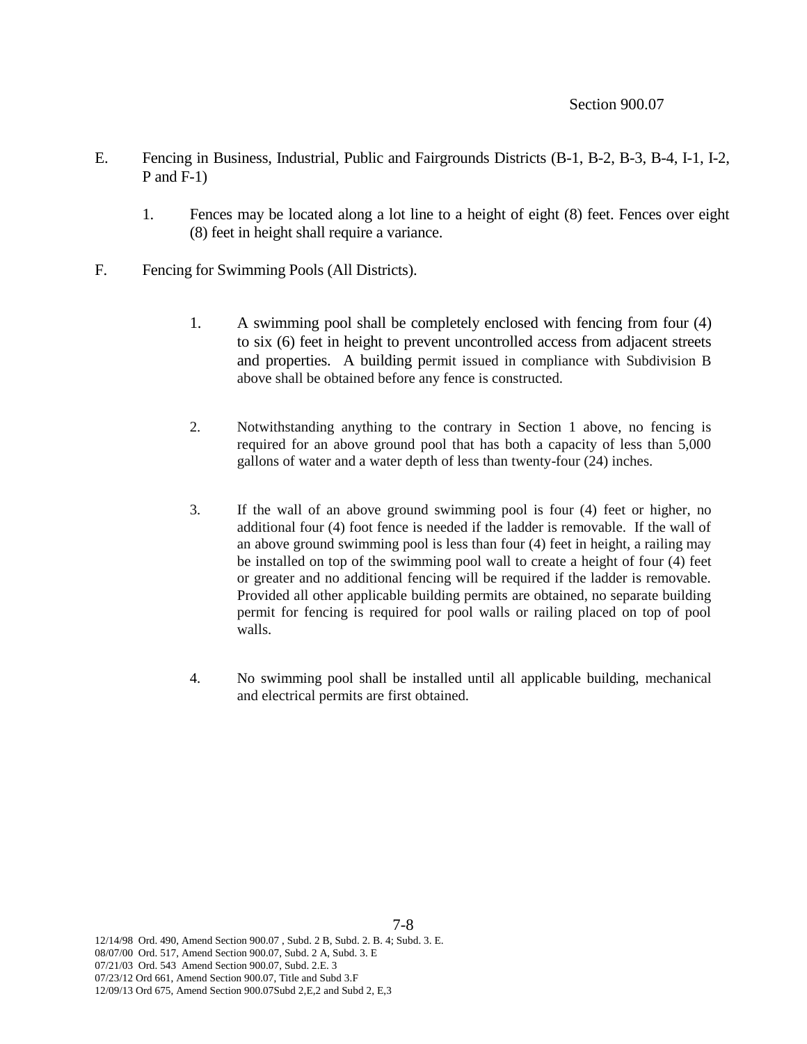E. Fencing in Business, Industrial, Public and Fairgrounds Districts (B-1, B-2, B-3, B-4, I-1, I-2, P and F-1)

1. Fences may be located along a lot line to a height of eight (8) feet. Fences over eight (8) feet in height shall require a variance.

F. Fencing for Swimming Pools (All Districts).

1. A swimming pool shall be completely enclosed with fencing from four (4) to six (6) feet in height to prevent uncontrolled access from adjacent streets and properties. A building permit issued in compliance with Subdivision B above shall be obtained before any fence is constructed.

2. Notwithstanding anything to the contrary in Section 1 above, no fencing is required for an above ground pool that has both a capacity of less than 5,000 gallons of water and a water depth of less than twenty-four (24) inches.

3. If the wall of an above ground swimming pool is four (4) feet or higher, no additional four (4) foot fence is needed if the ladder is removable. If the wall of an above ground swimming pool is less than four (4) feet in height, a railing may be installed on top of the swimming pool wall to create a height of four (4) feet or greater and no additional fencing will be required if the ladder is removable. Provided all other applicable building permits are obtained, no separate building permit for fencing is required for pool walls or railing placed on top of pool walls.

4. No swimming pool shall be installed until all applicable building, mechanical and electrical permits are first obtained.

12/14/98 Ord. 490, Amend Section 900.07 , Subd. 2 B, Subd. 2. B. 4; Subd. 3. E.
08/07/00 Ord. 517, Amend Section 900.07, Subd. 2 A, Subd. 3. E
07/21/03 Ord. 543 Amend Section 900.07, Subd. 2.E. 3
07/23/12 Ord 661, Amend Section 900.07, Title and Subd 3.F
12/09/13 Ord 675, Amend Section 900.07Subd 2,E,2 and Subd 2, E,3